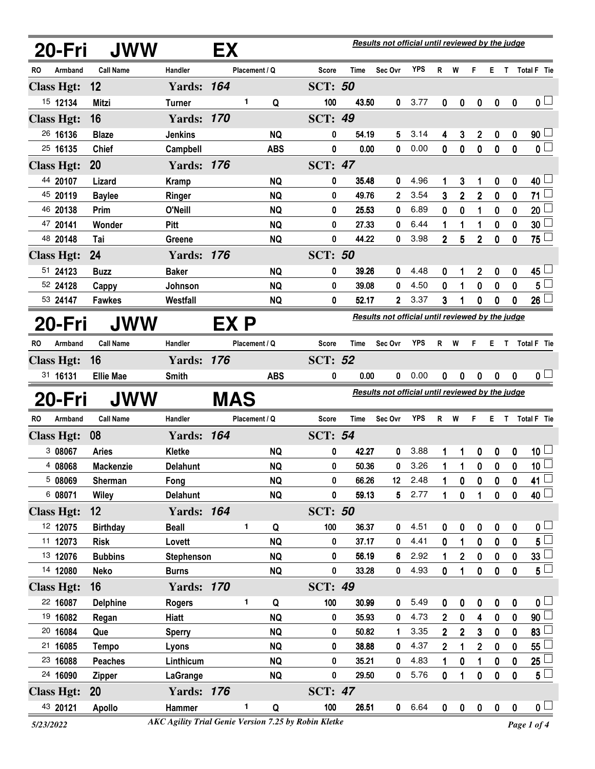## 20-Fri JWW EX

*Results not official until reviewed by the judge*

| RO | Armband | Call Name | Handler | Placement / Q | | Score | Time | Sec Ovr | YPS | R | W | F | E | T | Total F | Tie |
|---|---|---|---|---|---|---|---|---|---|---|---|---|---|---|---|---|
| **Class Hgt: 12** | | | **Yards: 164** | | | **SCT: 50** | | | | | | | | | | |
| 15 | 12134 | Mitzi | Turner | 1 | Q | 100 | 43.50 | 0 | 3.77 | 0 | 0 | 0 | 0 | 0 | 0 | |
| **Class Hgt: 16** | | | **Yards: 170** | | | **SCT: 49** | | | | | | | | | | |
| 26 | 16136 | Blaze | Jenkins | | NQ | 0 | 54.19 | 5 | 3.14 | 4 | 3 | 2 | 0 | 0 | 90 | |
| 25 | 16135 | Chief | Campbell | | ABS | 0 | 0.00 | 0 | 0.00 | 0 | 0 | 0 | 0 | 0 | 0 | |
| **Class Hgt: 20** | | | **Yards: 176** | | | **SCT: 47** | | | | | | | | | | |
| 44 | 20107 | Lizard | Kramp | | NQ | 0 | 35.48 | 0 | 4.96 | 1 | 3 | 1 | 0 | 0 | 40 | |
| 45 | 20119 | Baylee | Ringer | | NQ | 0 | 49.76 | 2 | 3.54 | 3 | 2 | 2 | 0 | 0 | 71 | |
| 46 | 20138 | Prim | O'Neill | | NQ | 0 | 25.53 | 0 | 6.89 | 0 | 0 | 1 | 0 | 0 | 20 | |
| 47 | 20141 | Wonder | Pitt | | NQ | 0 | 27.33 | 0 | 6.44 | 1 | 1 | 1 | 0 | 0 | 30 | |
| 48 | 20148 | Tai | Greene | | NQ | 0 | 44.22 | 0 | 3.98 | 2 | 5 | 2 | 0 | 0 | 75 | |
| **Class Hgt: 24** | | | **Yards: 176** | | | **SCT: 50** | | | | | | | | | | |
| 51 | 24123 | Buzz | Baker | | NQ | 0 | 39.26 | 0 | 4.48 | 0 | 1 | 2 | 0 | 0 | 45 | |
| 52 | 24128 | Cappy | Johnson | | NQ | 0 | 39.08 | 0 | 4.50 | 0 | 1 | 0 | 0 | 0 | 5 | |
| 53 | 24147 | Fawkes | Westfall | | NQ | 0 | 52.17 | 2 | 3.37 | 3 | 1 | 0 | 0 | 0 | 26 | |

## 20-Fri JWW EX P

*Results not official until reviewed by the judge*

| RO | Armband | Call Name | Handler | Placement / Q | | Score | Time | Sec Ovr | YPS | R | W | F | E | T | Total F | Tie |
|---|---|---|---|---|---|---|---|---|---|---|---|---|---|---|---|---|
| **Class Hgt: 16** | | | **Yards: 176** | | | **SCT: 52** | | | | | | | | | | |
| 31 | 16131 | Ellie Mae | Smith | | ABS | 0 | 0.00 | 0 | 0.00 | 0 | 0 | 0 | 0 | 0 | 0 | |

## 20-Fri JWW MAS

*Results not official until reviewed by the judge*

| RO | Armband | Call Name | Handler | Placement / Q | | Score | Time | Sec Ovr | YPS | R | W | F | E | T | Total F | Tie |
|---|---|---|---|---|---|---|---|---|---|---|---|---|---|---|---|---|
| **Class Hgt: 08** | | | **Yards: 164** | | | **SCT: 54** | | | | | | | | | | |
| 3 | 08067 | Aries | Kletke | | NQ | 0 | 42.27 | 0 | 3.88 | 1 | 1 | 0 | 0 | 0 | 10 | |
| 4 | 08068 | Mackenzie | Delahunt | | NQ | 0 | 50.36 | 0 | 3.26 | 1 | 1 | 0 | 0 | 0 | 10 | |
| 5 | 08069 | Sherman | Fong | | NQ | 0 | 66.26 | 12 | 2.48 | 1 | 0 | 0 | 0 | 0 | 41 | |
| 6 | 08071 | Wiley | Delahunt | | NQ | 0 | 59.13 | 5 | 2.77 | 1 | 0 | 1 | 0 | 0 | 40 | |
| **Class Hgt: 12** | | | **Yards: 164** | | | **SCT: 50** | | | | | | | | | | |
| 12 | 12075 | Birthday | Beall | 1 | Q | 100 | 36.37 | 0 | 4.51 | 0 | 0 | 0 | 0 | 0 | 0 | |
| 11 | 12073 | Risk | Lovett | | NQ | 0 | 37.17 | 0 | 4.41 | 0 | 1 | 0 | 0 | 0 | 5 | |
| 13 | 12076 | Bubbins | Stephenson | | NQ | 0 | 56.19 | 6 | 2.92 | 1 | 2 | 0 | 0 | 0 | 33 | |
| 14 | 12080 | Neko | Burns | | NQ | 0 | 33.28 | 0 | 4.93 | 0 | 1 | 0 | 0 | 0 | 5 | |
| **Class Hgt: 16** | | | **Yards: 170** | | | **SCT: 49** | | | | | | | | | | |
| 22 | 16087 | Delphine | Rogers | 1 | Q | 100 | 30.99 | 0 | 5.49 | 0 | 0 | 0 | 0 | 0 | 0 | |
| 19 | 16082 | Regan | Hiatt | | NQ | 0 | 35.93 | 0 | 4.73 | 2 | 0 | 4 | 0 | 0 | 90 | |
| 20 | 16084 | Que | Sperry | | NQ | 0 | 50.82 | 1 | 3.35 | 2 | 2 | 3 | 0 | 0 | 83 | |
| 21 | 16085 | Tempo | Lyons | | NQ | 0 | 38.88 | 0 | 4.37 | 2 | 1 | 2 | 0 | 0 | 55 | |
| 23 | 16088 | Peaches | Linthicum | | NQ | 0 | 35.21 | 0 | 4.83 | 1 | 0 | 1 | 0 | 0 | 25 | |
| 24 | 16090 | Zipper | LaGrange | | NQ | 0 | 29.50 | 0 | 5.76 | 0 | 1 | 0 | 0 | 0 | 5 | |
| **Class Hgt: 20** | | | **Yards: 176** | | | **SCT: 47** | | | | | | | | | | |
| 43 | 20121 | Apollo | Hammer | 1 | Q | 100 | 26.51 | 0 | 6.64 | 0 | 0 | 0 | 0 | 0 | 0 | |

5/23/2022 — *AKC Agility Trial Genie Version 7.25 by Robin Kletke*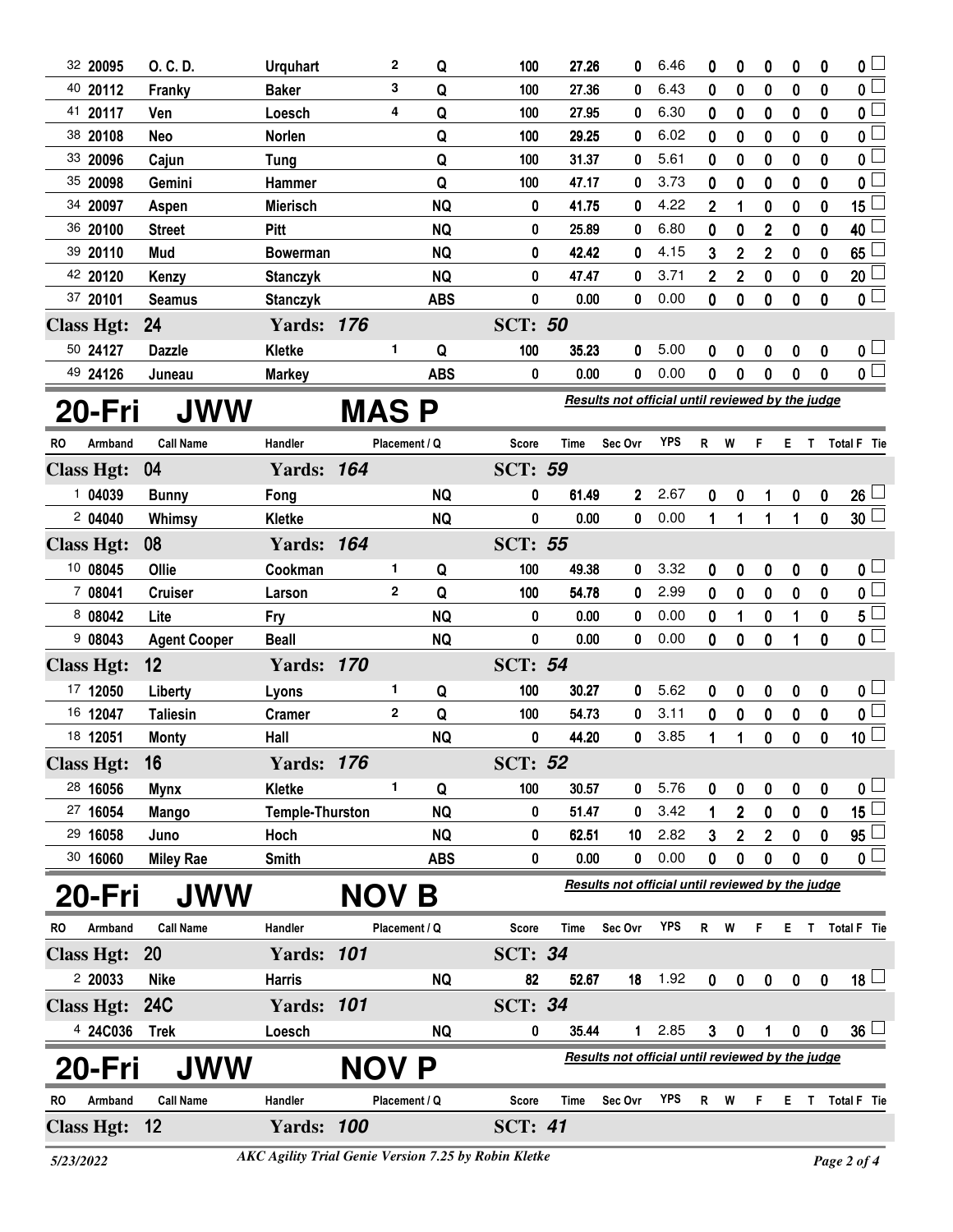| RO | Armband | Call Name | Handler | Placement | Q | Score | Time | Sec Ovr | YPS | R | W | F | E | T | Total F | Tie |
|---|---|---|---|---|---|---|---|---|---|---|---|---|---|---|---|---|
| 32 | 20095 | O. C. D. | Urquhart | 2 | Q | 100 | 27.26 | 0 | 6.46 | 0 | 0 | 0 | 0 | 0 | 0 | ☐ |
| 40 | 20112 | Franky | Baker | 3 | Q | 100 | 27.36 | 0 | 6.43 | 0 | 0 | 0 | 0 | 0 | 0 | ☐ |
| 41 | 20117 | Ven | Loesch | 4 | Q | 100 | 27.95 | 0 | 6.30 | 0 | 0 | 0 | 0 | 0 | 0 | ☐ |
| 38 | 20108 | Neo | Norlen | | Q | 100 | 29.25 | 0 | 6.02 | 0 | 0 | 0 | 0 | 0 | 0 | ☐ |
| 33 | 20096 | Cajun | Tung | | Q | 100 | 31.37 | 0 | 5.61 | 0 | 0 | 0 | 0 | 0 | 0 | ☐ |
| 35 | 20098 | Gemini | Hammer | | Q | 100 | 47.17 | 0 | 3.73 | 0 | 0 | 0 | 0 | 0 | 0 | ☐ |
| 34 | 20097 | Aspen | Mierisch | | NQ | 0 | 41.75 | 0 | 4.22 | 2 | 1 | 0 | 0 | 0 | 15 | ☐ |
| 36 | 20100 | Street | Pitt | | NQ | 0 | 25.89 | 0 | 6.80 | 0 | 0 | 2 | 0 | 0 | 40 | ☐ |
| 39 | 20110 | Mud | Bowerman | | NQ | 0 | 42.42 | 0 | 4.15 | 3 | 2 | 2 | 0 | 0 | 65 | ☐ |
| 42 | 20120 | Kenzy | Stanczyk | | NQ | 0 | 47.47 | 0 | 3.71 | 2 | 2 | 0 | 0 | 0 | 20 | ☐ |
| 37 | 20101 | Seamus | Stanczyk | | ABS | 0 | 0.00 | 0 | 0.00 | 0 | 0 | 0 | 0 | 0 | 0 | ☐ |

**Class Hgt: 24 — Yards: 176 — SCT: 50**

| RO | Armband | Call Name | Handler | Placement | Q | Score | Time | Sec Ovr | YPS | R | W | F | E | T | Total F | Tie |
|---|---|---|---|---|---|---|---|---|---|---|---|---|---|---|---|---|
| 50 | 24127 | Dazzle | Kletke | 1 | Q | 100 | 35.23 | 0 | 5.00 | 0 | 0 | 0 | 0 | 0 | 0 | ☐ |
| 49 | 24126 | Juneau | Markey | | ABS | 0 | 0.00 | 0 | 0.00 | 0 | 0 | 0 | 0 | 0 | 0 | ☐ |

## 20-Fri JWW MAS P

*Results not official until reviewed by the judge*

**Class Hgt: 04 — Yards: 164 — SCT: 59**

| RO | Armband | Call Name | Handler | Placement | Q | Score | Time | Sec Ovr | YPS | R | W | F | E | T | Total F | Tie |
|---|---|---|---|---|---|---|---|---|---|---|---|---|---|---|---|---|
| 1 | 04039 | Bunny | Fong | | NQ | 0 | 61.49 | 2 | 2.67 | 0 | 0 | 1 | 0 | 0 | 26 | ☐ |
| 2 | 04040 | Whimsy | Kletke | | NQ | 0 | 0.00 | 0 | 0.00 | 1 | 1 | 1 | 1 | 0 | 30 | ☐ |

**Class Hgt: 08 — Yards: 164 — SCT: 55**

| RO | Armband | Call Name | Handler | Placement | Q | Score | Time | Sec Ovr | YPS | R | W | F | E | T | Total F | Tie |
|---|---|---|---|---|---|---|---|---|---|---|---|---|---|---|---|---|
| 10 | 08045 | Ollie | Cookman | 1 | Q | 100 | 49.38 | 0 | 3.32 | 0 | 0 | 0 | 0 | 0 | 0 | ☐ |
| 7 | 08041 | Cruiser | Larson | 2 | Q | 100 | 54.78 | 0 | 2.99 | 0 | 0 | 0 | 0 | 0 | 0 | ☐ |
| 8 | 08042 | Lite | Fry | | NQ | 0 | 0.00 | 0 | 0.00 | 0 | 1 | 0 | 1 | 0 | 5 | ☐ |
| 9 | 08043 | Agent Cooper | Beall | | NQ | 0 | 0.00 | 0 | 0.00 | 0 | 0 | 0 | 1 | 0 | 0 | ☐ |

**Class Hgt: 12 — Yards: 170 — SCT: 54**

| RO | Armband | Call Name | Handler | Placement | Q | Score | Time | Sec Ovr | YPS | R | W | F | E | T | Total F | Tie |
|---|---|---|---|---|---|---|---|---|---|---|---|---|---|---|---|---|
| 17 | 12050 | Liberty | Lyons | 1 | Q | 100 | 30.27 | 0 | 5.62 | 0 | 0 | 0 | 0 | 0 | 0 | ☐ |
| 16 | 12047 | Taliesin | Cramer | 2 | Q | 100 | 54.73 | 0 | 3.11 | 0 | 0 | 0 | 0 | 0 | 0 | ☐ |
| 18 | 12051 | Monty | Hall | | NQ | 0 | 44.20 | 0 | 3.85 | 1 | 1 | 0 | 0 | 0 | 10 | ☐ |

**Class Hgt: 16 — Yards: 176 — SCT: 52**

| RO | Armband | Call Name | Handler | Placement | Q | Score | Time | Sec Ovr | YPS | R | W | F | E | T | Total F | Tie |
|---|---|---|---|---|---|---|---|---|---|---|---|---|---|---|---|---|
| 28 | 16056 | Mynx | Kletke | 1 | Q | 100 | 30.57 | 0 | 5.76 | 0 | 0 | 0 | 0 | 0 | 0 | ☐ |
| 27 | 16054 | Mango | Temple-Thurston | | NQ | 0 | 51.47 | 0 | 3.42 | 1 | 2 | 0 | 0 | 0 | 15 | ☐ |
| 29 | 16058 | Juno | Hoch | | NQ | 0 | 62.51 | 10 | 2.82 | 3 | 2 | 2 | 0 | 0 | 95 | ☐ |
| 30 | 16060 | Miley Rae | Smith | | ABS | 0 | 0.00 | 0 | 0.00 | 0 | 0 | 0 | 0 | 0 | 0 | ☐ |

## 20-Fri JWW NOV B

*Results not official until reviewed by the judge*

**Class Hgt: 20 — Yards: 101 — SCT: 34**

| RO | Armband | Call Name | Handler | Placement | Q | Score | Time | Sec Ovr | YPS | R | W | F | E | T | Total F | Tie |
|---|---|---|---|---|---|---|---|---|---|---|---|---|---|---|---|---|
| 2 | 20033 | Nike | Harris | | NQ | 82 | 52.67 | 18 | 1.92 | 0 | 0 | 0 | 0 | 0 | 18 | ☐ |

**Class Hgt: 24C — Yards: 101 — SCT: 34**

| RO | Armband | Call Name | Handler | Placement | Q | Score | Time | Sec Ovr | YPS | R | W | F | E | T | Total F | Tie |
|---|---|---|---|---|---|---|---|---|---|---|---|---|---|---|---|---|
| 4 | 24C036 | Trek | Loesch | | NQ | 0 | 35.44 | 1 | 2.85 | 3 | 0 | 1 | 0 | 0 | 36 | ☐ |

## 20-Fri JWW NOV P

*Results not official until reviewed by the judge*

| RO | Armband | Call Name | Handler | Placement | Q | Score | Time | Sec Ovr | YPS | R | W | F | E | T | Total F | Tie |
|---|---|---|---|---|---|---|---|---|---|---|---|---|---|---|---|---|

**Class Hgt: 12 — Yards: 100 — SCT: 41**

5/23/2022 — *AKC Agility Trial Genie Version 7.25 by Robin Kletke*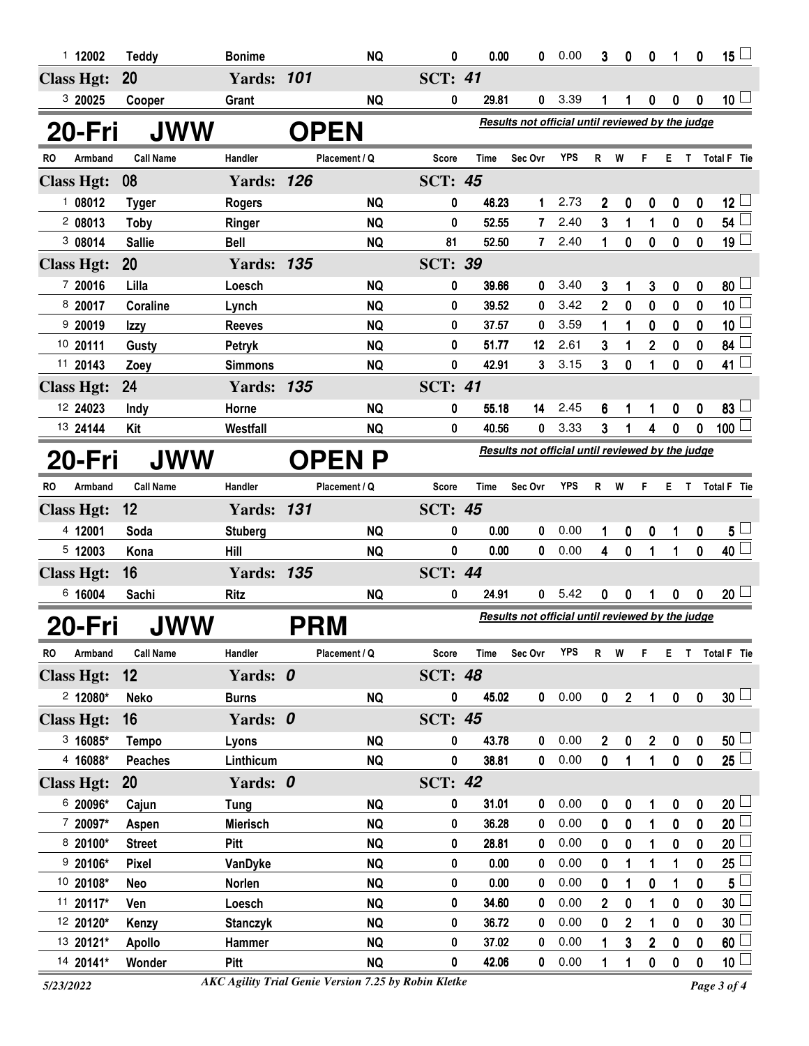| RO | Armband | Call Name | Handler | Placement / Q | Score | Time | Sec Ovr | YPS | R | W | F | E | T | Total F | Tie |
|---|---|---|---|---|---|---|---|---|---|---|---|---|---|---|---|
| 1 | 12002 | Teddy | Bonime | NQ | 0 | 0.00 | 0 | 0.00 | 3 | 0 | 0 | 1 | 0 | 15 | ☐ |
| **Class Hgt: 20** | | | **Yards: 101** | | **SCT: 41** | | | | | | | | | | |
| 3 | 20025 | Cooper | Grant | NQ | 0 | 29.81 | 0 | 3.39 | 1 | 1 | 0 | 0 | 0 | 10 | ☐ |

## 20-Fri JWW OPEN

*Results not official until reviewed by the judge*

| RO | Armband | Call Name | Handler | Placement / Q | Score | Time | Sec Ovr | YPS | R | W | F | E | T | Total F | Tie |
|---|---|---|---|---|---|---|---|---|---|---|---|---|---|---|---|
| **Class Hgt: 08** | | | **Yards: 126** | | **SCT: 45** | | | | | | | | | | |
| 1 | 08012 | Tyger | Rogers | NQ | 0 | 46.23 | 1 | 2.73 | 2 | 0 | 0 | 0 | 0 | 12 | ☐ |
| 2 | 08013 | Toby | Ringer | NQ | 0 | 52.55 | 7 | 2.40 | 3 | 1 | 1 | 0 | 0 | 54 | ☐ |
| 3 | 08014 | Sallie | Bell | NQ | 81 | 52.50 | 7 | 2.40 | 1 | 0 | 0 | 0 | 0 | 19 | ☐ |
| **Class Hgt: 20** | | | **Yards: 135** | | **SCT: 39** | | | | | | | | | | |
| 7 | 20016 | Lilla | Loesch | NQ | 0 | 39.66 | 0 | 3.40 | 3 | 1 | 3 | 0 | 0 | 80 | ☐ |
| 8 | 20017 | Coraline | Lynch | NQ | 0 | 39.52 | 0 | 3.42 | 2 | 0 | 0 | 0 | 0 | 10 | ☐ |
| 9 | 20019 | Izzy | Reeves | NQ | 0 | 37.57 | 0 | 3.59 | 1 | 1 | 0 | 0 | 0 | 10 | ☐ |
| 10 | 20111 | Gusty | Petryk | NQ | 0 | 51.77 | 12 | 2.61 | 3 | 1 | 2 | 0 | 0 | 84 | ☐ |
| 11 | 20143 | Zoey | Simmons | NQ | 0 | 42.91 | 3 | 3.15 | 3 | 0 | 1 | 0 | 0 | 41 | ☐ |
| **Class Hgt: 24** | | | **Yards: 135** | | **SCT: 41** | | | | | | | | | | |
| 12 | 24023 | Indy | Horne | NQ | 0 | 55.18 | 14 | 2.45 | 6 | 1 | 1 | 0 | 0 | 83 | ☐ |
| 13 | 24144 | Kit | Westfall | NQ | 0 | 40.56 | 0 | 3.33 | 3 | 1 | 4 | 0 | 0 | 100 | ☐ |

## 20-Fri JWW OPEN P

*Results not official until reviewed by the judge*

| RO | Armband | Call Name | Handler | Placement / Q | Score | Time | Sec Ovr | YPS | R | W | F | E | T | Total F | Tie |
|---|---|---|---|---|---|---|---|---|---|---|---|---|---|---|---|
| **Class Hgt: 12** | | | **Yards: 131** | | **SCT: 45** | | | | | | | | | | |
| 4 | 12001 | Soda | Stuberg | NQ | 0 | 0.00 | 0 | 0.00 | 1 | 0 | 0 | 1 | 0 | 5 | ☐ |
| 5 | 12003 | Kona | Hill | NQ | 0 | 0.00 | 0 | 0.00 | 4 | 0 | 1 | 1 | 0 | 40 | ☐ |
| **Class Hgt: 16** | | | **Yards: 135** | | **SCT: 44** | | | | | | | | | | |
| 6 | 16004 | Sachi | Ritz | NQ | 0 | 24.91 | 0 | 5.42 | 0 | 0 | 1 | 0 | 0 | 20 | ☐ |

## 20-Fri JWW PRM

*Results not official until reviewed by the judge*

| RO | Armband | Call Name | Handler | Placement / Q | Score | Time | Sec Ovr | YPS | R | W | F | E | T | Total F | Tie |
|---|---|---|---|---|---|---|---|---|---|---|---|---|---|---|---|
| **Class Hgt: 12** | | | **Yards: 0** | | **SCT: 48** | | | | | | | | | | |
| 2 | 12080* | Neko | Burns | NQ | 0 | 45.02 | 0 | 0.00 | 0 | 2 | 1 | 0 | 0 | 30 | ☐ |
| **Class Hgt: 16** | | | **Yards: 0** | | **SCT: 45** | | | | | | | | | | |
| 3 | 16085* | Tempo | Lyons | NQ | 0 | 43.78 | 0 | 0.00 | 2 | 0 | 2 | 0 | 0 | 50 | ☐ |
| 4 | 16088* | Peaches | Linthicum | NQ | 0 | 38.81 | 0 | 0.00 | 0 | 1 | 1 | 0 | 0 | 25 | ☐ |
| **Class Hgt: 20** | | | **Yards: 0** | | **SCT: 42** | | | | | | | | | | |
| 6 | 20096* | Cajun | Tung | NQ | 0 | 31.01 | 0 | 0.00 | 0 | 0 | 1 | 0 | 0 | 20 | ☐ |
| 7 | 20097* | Aspen | Mierisch | NQ | 0 | 36.28 | 0 | 0.00 | 0 | 0 | 1 | 0 | 0 | 20 | ☐ |
| 8 | 20100* | Street | Pitt | NQ | 0 | 28.81 | 0 | 0.00 | 0 | 0 | 1 | 0 | 0 | 20 | ☐ |
| 9 | 20106* | Pixel | VanDyke | NQ | 0 | 0.00 | 0 | 0.00 | 0 | 1 | 1 | 1 | 0 | 25 | ☐ |
| 10 | 20108* | Neo | Norlen | NQ | 0 | 0.00 | 0 | 0.00 | 0 | 1 | 0 | 1 | 0 | 5 | ☐ |
| 11 | 20117* | Ven | Loesch | NQ | 0 | 34.60 | 0 | 0.00 | 2 | 0 | 1 | 0 | 0 | 30 | ☐ |
| 12 | 20120* | Kenzy | Stanczyk | NQ | 0 | 36.72 | 0 | 0.00 | 0 | 2 | 1 | 0 | 0 | 30 | ☐ |
| 13 | 20121* | Apollo | Hammer | NQ | 0 | 37.02 | 0 | 0.00 | 1 | 3 | 2 | 0 | 0 | 60 | ☐ |
| 14 | 20141* | Wonder | Pitt | NQ | 0 | 42.06 | 0 | 0.00 | 1 | 1 | 0 | 0 | 0 | 10 | ☐ |

5/23/2022 — AKC Agility Trial Genie Version 7.25 by Robin Kletke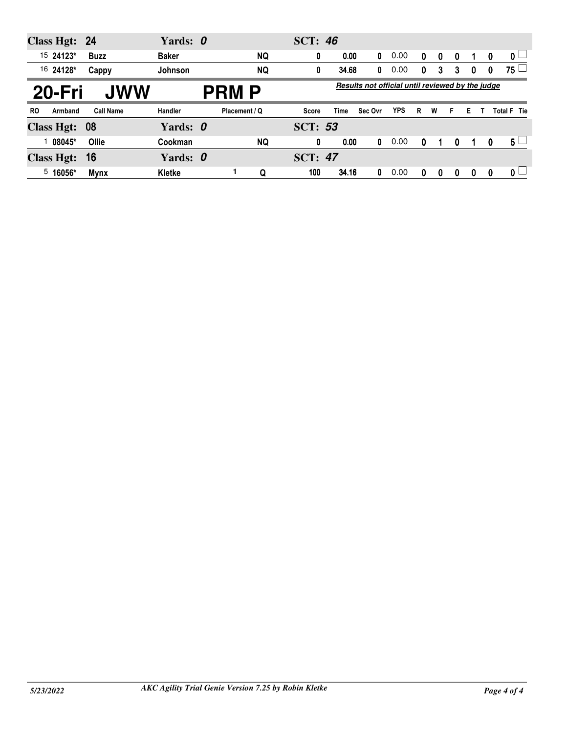| RO | Armband | Call Name | Handler | Placement / Q | | Score | Time | Sec Ovr | YPS | R | W | F | E | T | Total F | Tie |
|---|---|---|---|---|---|---|---|---|---|---|---|---|---|---|---|---|
| **Class Hgt: 24** | | | **Yards: *0*** | | | **SCT: *46*** | | | | | | | | | | |
| 15 | 24123* | Buzz | Baker | | NQ | 0 | 0.00 | 0 | 0.00 | 0 | 0 | 0 | 1 | 0 | 0 | ☐ |
| 16 | 24128* | Cappy | Johnson | | NQ | 0 | 34.68 | 0 | 0.00 | 0 | 3 | 3 | 0 | 0 | 75 | ☐ |

## 20-Fri JWW PRM P

*Results not official until reviewed by the judge*

| RO | Armband | Call Name | Handler | Placement / Q | | Score | Time | Sec Ovr | YPS | R | W | F | E | T | Total F | Tie |
|---|---|---|---|---|---|---|---|---|---|---|---|---|---|---|---|---|
| **Class Hgt: 08** | | | **Yards: *0*** | | | **SCT: *53*** | | | | | | | | | | |
| 1 | 08045* | Ollie | Cookman | | NQ | 0 | 0.00 | 0 | 0.00 | 0 | 1 | 0 | 1 | 0 | 5 | ☐ |
| **Class Hgt: 16** | | | **Yards: *0*** | | | **SCT: *47*** | | | | | | | | | | |
| 5 | 16056* | Mynx | Kletke | 1 | Q | 100 | 34.16 | 0 | 0.00 | 0 | 0 | 0 | 0 | 0 | 0 | ☐ |

*5/23/2022* *AKC Agility Trial Genie Version 7.25 by Robin Kletke*